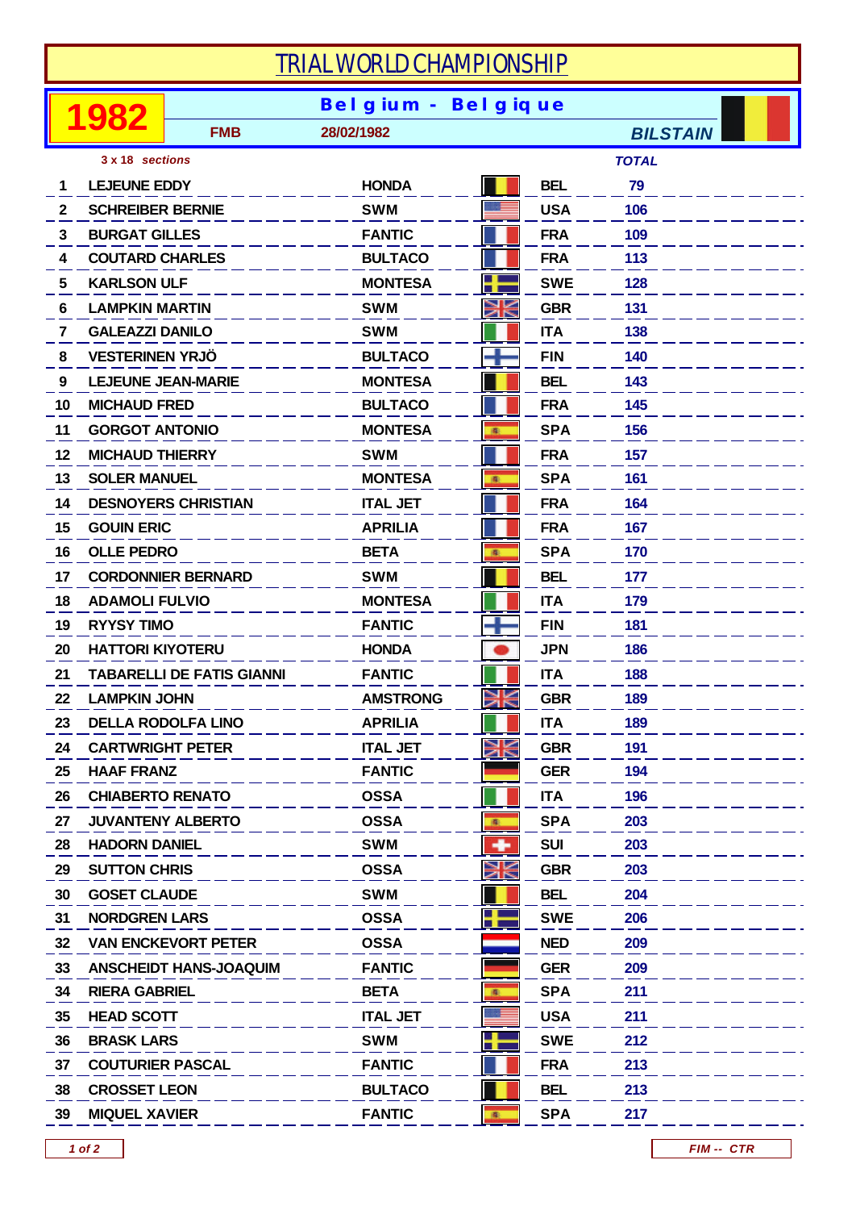# TRIAL WORLD CHAMPIONSHIP

**1982** | **Belgium - Belgique**

FMB | 28/02/1982 | BILSTAIN

3 x 18 sections

| | | | | TOTAL |
|---|---|---|---|---|
| 1 | LEJEUNE EDDY | HONDA | BEL | 79 |
| 2 | SCHREIBER BERNIE | SWM | USA | 106 |
| 3 | BURGAT GILLES | FANTIC | FRA | 109 |
| 4 | COUTARD CHARLES | BULTACO | FRA | 113 |
| 5 | KARLSON ULF | MONTESA | SWE | 128 |
| 6 | LAMPKIN MARTIN | SWM | GBR | 131 |
| 7 | GALEAZZI DANILO | SWM | ITA | 138 |
| 8 | VESTERINEN YRJÖ | BULTACO | FIN | 140 |
| 9 | LEJEUNE JEAN-MARIE | MONTESA | BEL | 143 |
| 10 | MICHAUD FRED | BULTACO | FRA | 145 |
| 11 | GORGOT ANTONIO | MONTESA | SPA | 156 |
| 12 | MICHAUD THIERRY | SWM | FRA | 157 |
| 13 | SOLER MANUEL | MONTESA | SPA | 161 |
| 14 | DESNOYERS CHRISTIAN | ITAL JET | FRA | 164 |
| 15 | GOUIN ERIC | APRILIA | FRA | 167 |
| 16 | OLLE PEDRO | BETA | SPA | 170 |
| 17 | CORDONNIER BERNARD | SWM | BEL | 177 |
| 18 | ADAMOLI FULVIO | MONTESA | ITA | 179 |
| 19 | RYYSY TIMO | FANTIC | FIN | 181 |
| 20 | HATTORI KIYOTERU | HONDA | JPN | 186 |
| 21 | TABARELLI DE FATIS GIANNI | FANTIC | ITA | 188 |
| 22 | LAMPKIN JOHN | AMSTRONG | GBR | 189 |
| 23 | DELLA RODOLFA LINO | APRILIA | ITA | 189 |
| 24 | CARTWRIGHT PETER | ITAL JET | GBR | 191 |
| 25 | HAAF FRANZ | FANTIC | GER | 194 |
| 26 | CHIABERTO RENATO | OSSA | ITA | 196 |
| 27 | JUVANTENY ALBERTO | OSSA | SPA | 203 |
| 28 | HADORN DANIEL | SWM | SUI | 203 |
| 29 | SUTTON CHRIS | OSSA | GBR | 203 |
| 30 | GOSET CLAUDE | SWM | BEL | 204 |
| 31 | NORDGREN LARS | OSSA | SWE | 206 |
| 32 | VAN ENCKEVORT PETER | OSSA | NED | 209 |
| 33 | ANSCHEIDT HANS-JOAQUIM | FANTIC | GER | 209 |
| 34 | RIERA GABRIEL | BETA | SPA | 211 |
| 35 | HEAD SCOTT | ITAL JET | USA | 211 |
| 36 | BRASK LARS | SWM | SWE | 212 |
| 37 | COUTURIER PASCAL | FANTIC | FRA | 213 |
| 38 | CROSSET LEON | BULTACO | BEL | 213 |
| 39 | MIQUEL XAVIER | FANTIC | SPA | 217 |

FIM -- CTR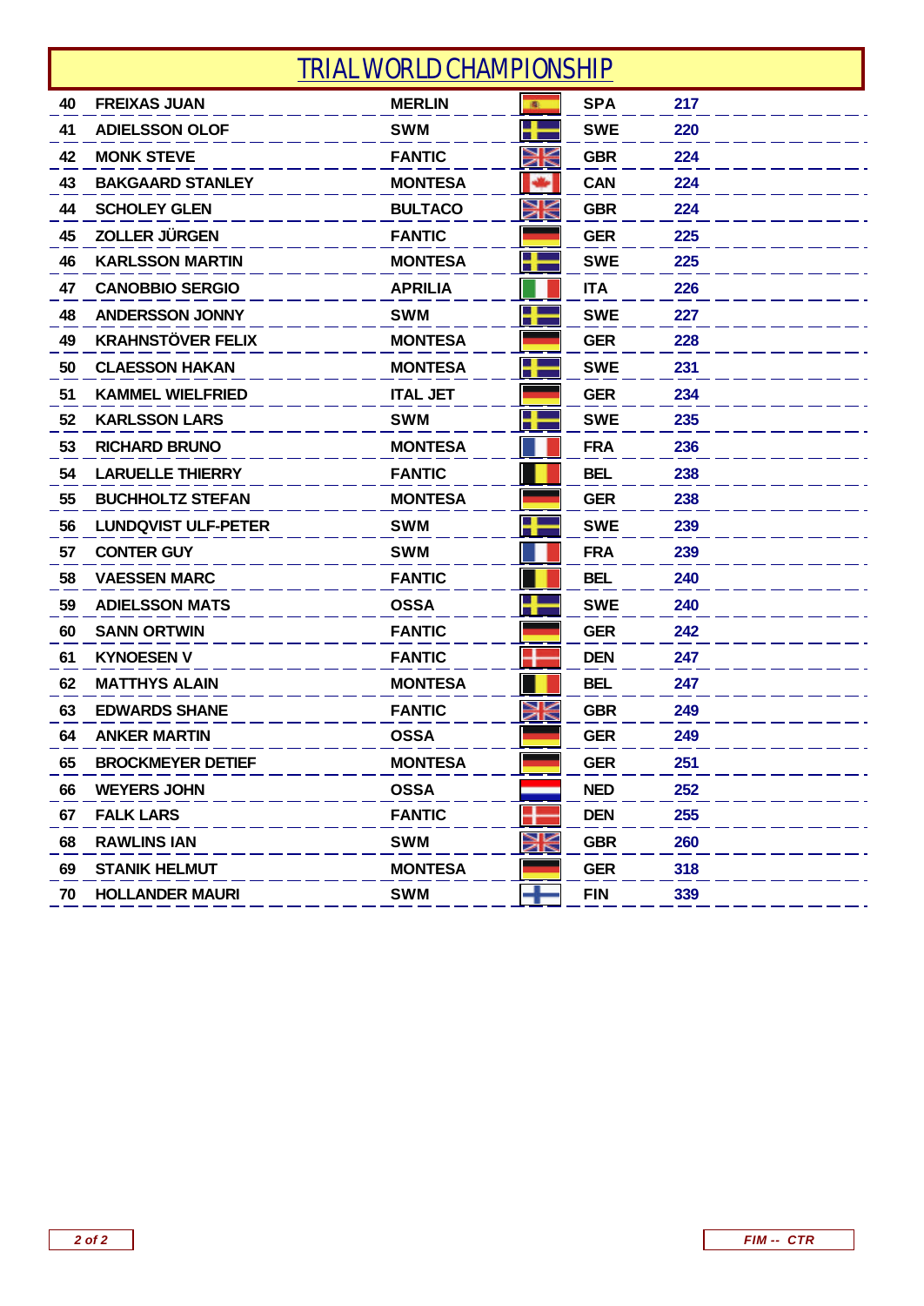# TRIAL WORLD CHAMPIONSHIP

| | | | | |
|---|---|---|---|---|
| 40 | FREIXAS JUAN | MERLIN | SPA | 217 |
| 41 | ADIELSSON OLOF | SWM | SWE | 220 |
| 42 | MONK STEVE | FANTIC | GBR | 224 |
| 43 | BAKGAARD STANLEY | MONTESA | CAN | 224 |
| 44 | SCHOLEY GLEN | BULTACO | GBR | 224 |
| 45 | ZOLLER JÜRGEN | FANTIC | GER | 225 |
| 46 | KARLSSON MARTIN | MONTESA | SWE | 225 |
| 47 | CANOBBIO SERGIO | APRILIA | ITA | 226 |
| 48 | ANDERSSON JONNY | SWM | SWE | 227 |
| 49 | KRAHNSTÖVER FELIX | MONTESA | GER | 228 |
| 50 | CLAESSON HAKAN | MONTESA | SWE | 231 |
| 51 | KAMMEL WIELFRIED | ITAL JET | GER | 234 |
| 52 | KARLSSON LARS | SWM | SWE | 235 |
| 53 | RICHARD BRUNO | MONTESA | FRA | 236 |
| 54 | LARUELLE THIERRY | FANTIC | BEL | 238 |
| 55 | BUCHHOLTZ STEFAN | MONTESA | GER | 238 |
| 56 | LUNDQVIST ULF-PETER | SWM | SWE | 239 |
| 57 | CONTER GUY | SWM | FRA | 239 |
| 58 | VAESSEN MARC | FANTIC | BEL | 240 |
| 59 | ADIELSSON MATS | OSSA | SWE | 240 |
| 60 | SANN ORTWIN | FANTIC | GER | 242 |
| 61 | KYNOESEN V | FANTIC | DEN | 247 |
| 62 | MATTHYS ALAIN | MONTESA | BEL | 247 |
| 63 | EDWARDS SHANE | FANTIC | GBR | 249 |
| 64 | ANKER MARTIN | OSSA | GER | 249 |
| 65 | BROCKMEYER DETIEF | MONTESA | GER | 251 |
| 66 | WEYERS JOHN | OSSA | NED | 252 |
| 67 | FALK LARS | FANTIC | DEN | 255 |
| 68 | RAWLINS IAN | SWM | GBR | 260 |
| 69 | STANIK HELMUT | MONTESA | GER | 318 |
| 70 | HOLLANDER MAURI | SWM | FIN | 339 |

*FIM -- CTR*